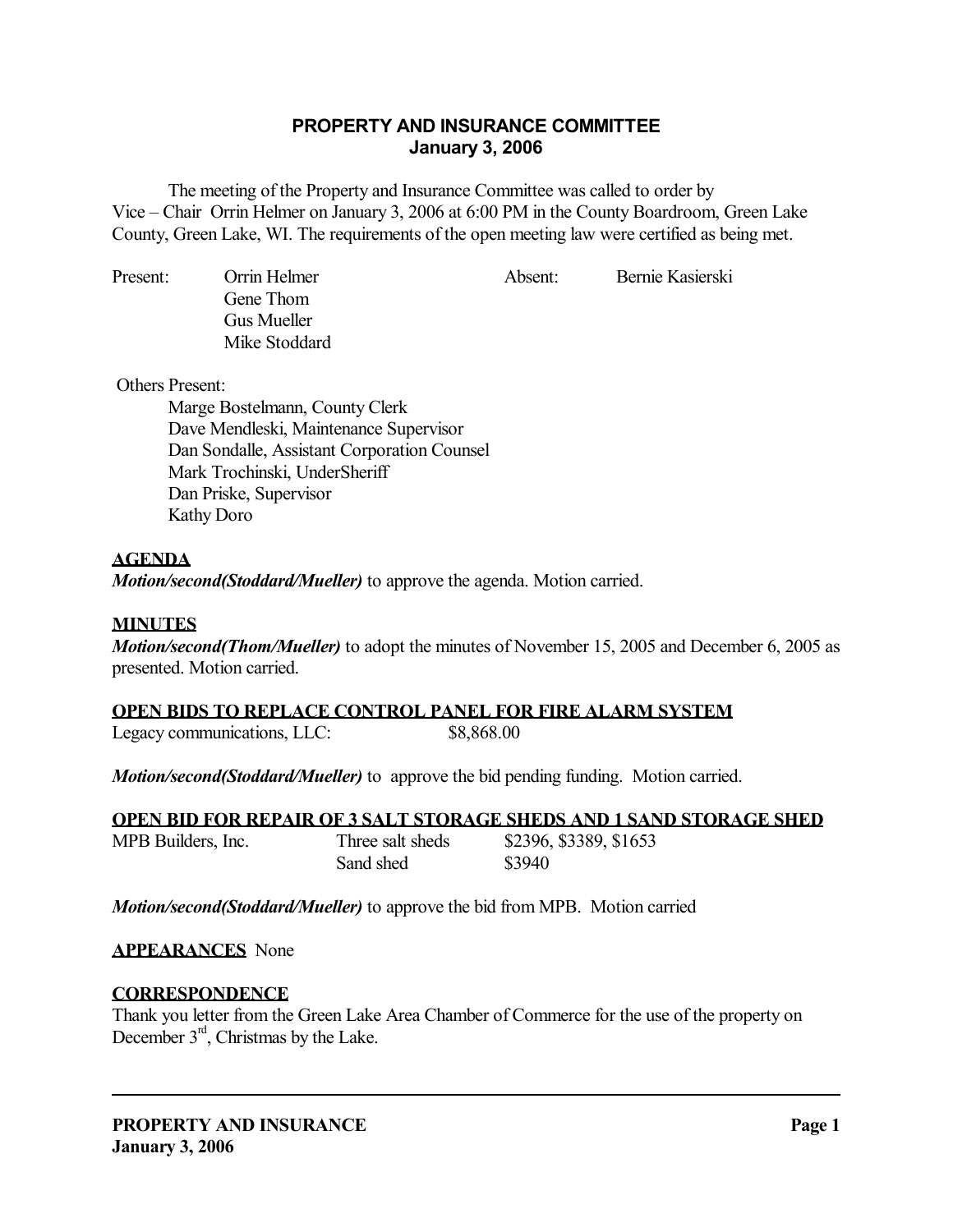# PROPERTY AND INSURANCE COMMITTEE
## January 3, 2006

The meeting of the Property and Insurance Committee was called to order by Vice – Chair Orrin Helmer on January 3, 2006 at 6:00 PM in the County Boardroom, Green Lake County, Green Lake, WI. The requirements of the open meeting law were certified as being met.

Present: Orrin Helmer
Gene Thom
Gus Mueller
Mike Stoddard

Absent: Bernie Kasierski

Others Present:
Marge Bostelmann, County Clerk
Dave Mendleski, Maintenance Supervisor
Dan Sondalle, Assistant Corporation Counsel
Mark Trochinski, UnderSheriff
Dan Priske, Supervisor
Kathy Doro

**AGENDA**

***Motion/second(Stoddard/Mueller)*** to approve the agenda. Motion carried.

**MINUTES**

***Motion/second(Thom/Mueller)*** to adopt the minutes of November 15, 2005 and December 6, 2005 as presented. Motion carried.

**OPEN BIDS TO REPLACE CONTROL PANEL FOR FIRE ALARM SYSTEM**

Legacy communications, LLC: $8,868.00

***Motion/second(Stoddard/Mueller)*** to approve the bid pending funding. Motion carried.

**OPEN BID FOR REPAIR OF 3 SALT STORAGE SHEDS AND 1 SAND STORAGE SHED**

| | | |
|---|---|---|
| MPB Builders, Inc. | Three salt sheds | \$2396, \$3389, \$1653 |
| | Sand shed | \$3940 |

***Motion/second(Stoddard/Mueller)*** to approve the bid from MPB. Motion carried

**APPEARANCES** None

**CORRESPONDENCE**

Thank you letter from the Green Lake Area Chamber of Commerce for the use of the property on December 3rd, Christmas by the Lake.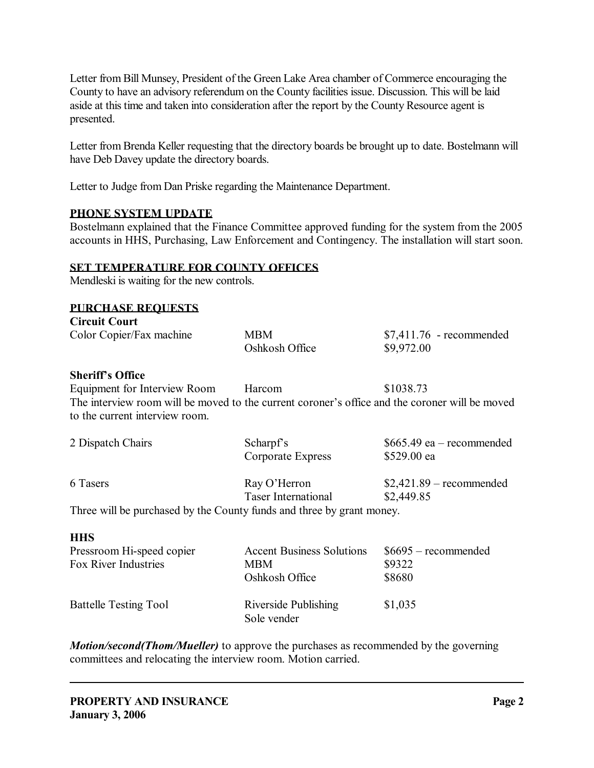Letter from Bill Munsey, President of the Green Lake Area chamber of Commerce encouraging the County to have an advisory referendum on the County facilities issue. Discussion. This will be laid aside at this time and taken into consideration after the report by the County Resource agent is presented.

Letter from Brenda Keller requesting that the directory boards be brought up to date. Bostelmann will have Deb Davey update the directory boards.

Letter to Judge from Dan Priske regarding the Maintenance Department.

## PHONE SYSTEM UPDATE

Bostelmann explained that the Finance Committee approved funding for the system from the 2005 accounts in HHS, Purchasing, Law Enforcement and Contingency. The installation will start soon.

## SET TEMPERATURE FOR COUNTY OFFICES

Mendleski is waiting for the new controls.

## PURCHASE REQUESTS

**Circuit Court**

| | | |
|---|---|---|
| Color Copier/Fax machine | MBM | $7,411.76 - recommended |
| | Oshkosh Office | $9,972.00 |

**Sheriff's Office**

| | | |
|---|---|---|
| Equipment for Interview Room | Harcom | $1038.73 |

The interview room will be moved to the current coroner's office and the coroner will be moved to the current interview room.

| | | |
|---|---|---|
| 2 Dispatch Chairs | Scharpf's | $665.49 ea – recommended |
| | Corporate Express | $529.00 ea |
| 6 Tasers | Ray O'Herron | $2,421.89 – recommended |
| | Taser International | $2,449.85 |

Three will be purchased by the County funds and three by grant money.

**HHS**

| | | |
|---|---|---|
| Pressroom Hi-speed copier | Accent Business Solutions | $6695 – recommended |
| Fox River Industries | MBM | $9322 |
| | Oshkosh Office | $8680 |
| Battelle Testing Tool | Riverside Publishing Sole vender | $1,035 |

***Motion/second(Thom/Mueller)*** to approve the purchases as recommended by the governing committees and relocating the interview room. Motion carried.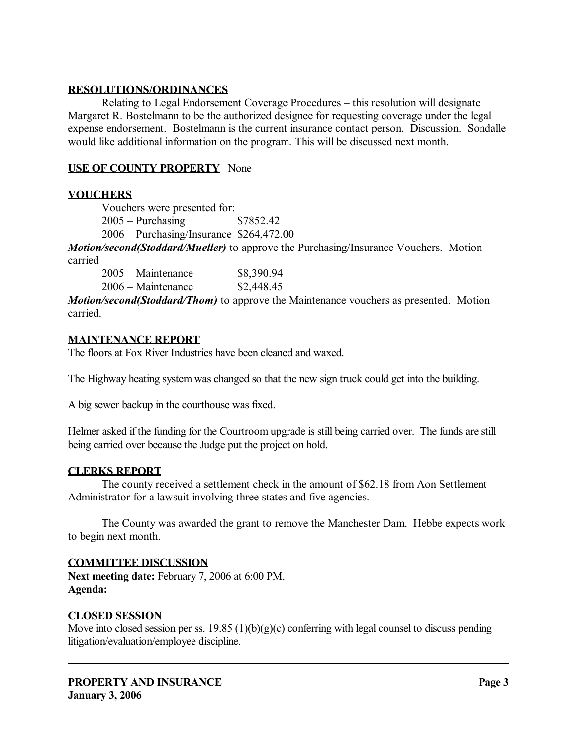## RESOLUTIONS/ORDINANCES

Relating to Legal Endorsement Coverage Procedures – this resolution will designate Margaret R. Bostelmann to be the authorized designee for requesting coverage under the legal expense endorsement. Bostelmann is the current insurance contact person. Discussion. Sondalle would like additional information on the program. This will be discussed next month.

**USE OF COUNTY PROPERTY** None

## VOUCHERS

Vouchers were presented for:

2005 – Purchasing $7852.42

2006 – Purchasing/Insurance $264,472.00

***Motion/second(Stoddard/Mueller)*** to approve the Purchasing/Insurance Vouchers. Motion carried

2005 – Maintenance $8,390.94

2006 – Maintenance $2,448.45

***Motion/second(Stoddard/Thom)*** to approve the Maintenance vouchers as presented. Motion carried.

## MAINTENANCE REPORT

The floors at Fox River Industries have been cleaned and waxed.

The Highway heating system was changed so that the new sign truck could get into the building.

A big sewer backup in the courthouse was fixed.

Helmer asked if the funding for the Courtroom upgrade is still being carried over. The funds are still being carried over because the Judge put the project on hold.

## CLERKS REPORT

The county received a settlement check in the amount of $62.18 from Aon Settlement Administrator for a lawsuit involving three states and five agencies.

The County was awarded the grant to remove the Manchester Dam. Hebbe expects work to begin next month.

## COMMITTEE DISCUSSION

**Next meeting date:** February 7, 2006 at 6:00 PM.
**Agenda:**

## CLOSED SESSION

Move into closed session per ss. 19.85 (1)(b)(g)(c) conferring with legal counsel to discuss pending litigation/evaluation/employee discipline.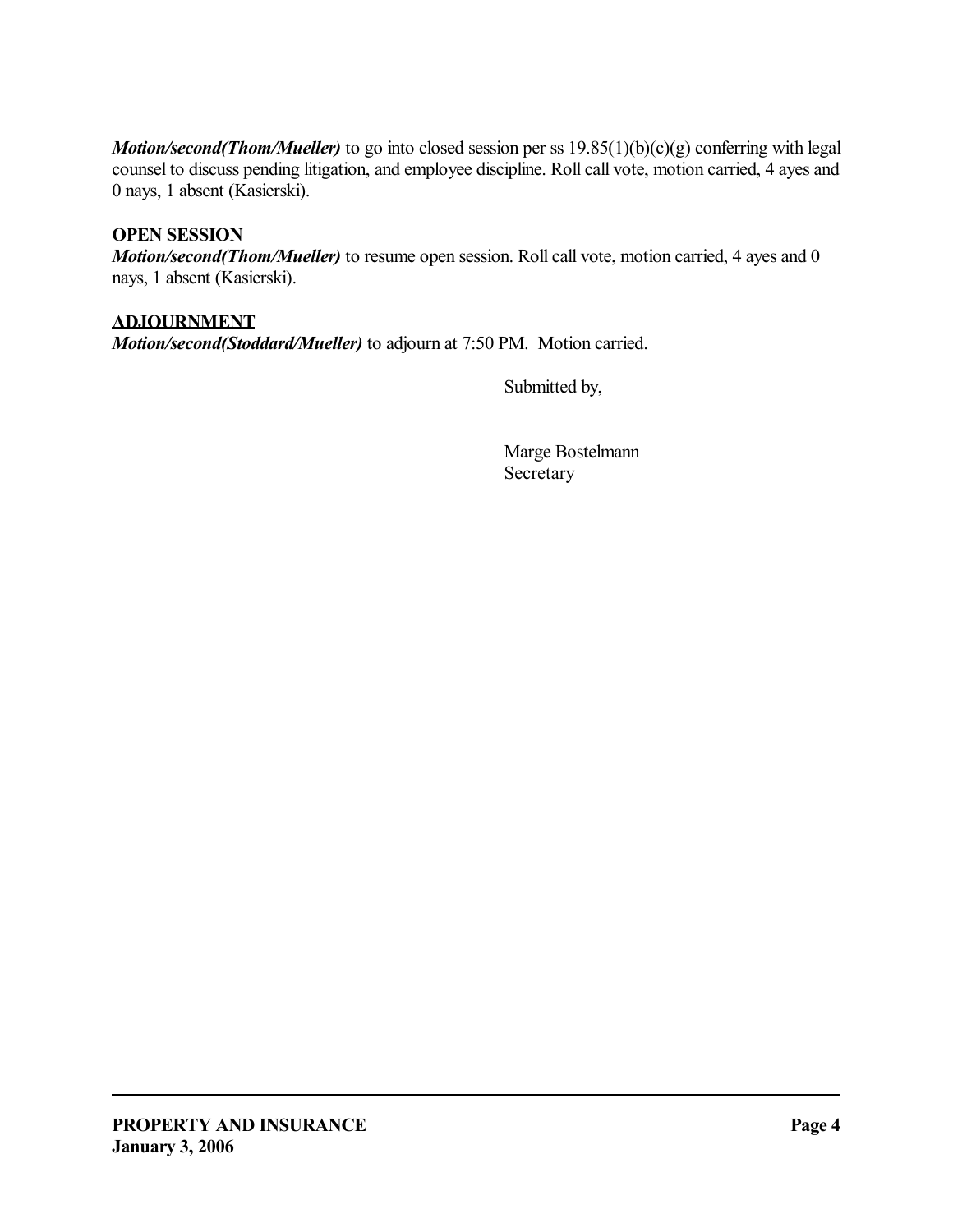***Motion/second(Thom/Mueller)*** to go into closed session per ss 19.85(1)(b)(c)(g) conferring with legal counsel to discuss pending litigation, and employee discipline. Roll call vote, motion carried, 4 ayes and 0 nays, 1 absent (Kasierski).

**OPEN SESSION**
***Motion/second(Thom/Mueller)*** to resume open session. Roll call vote, motion carried, 4 ayes and 0 nays, 1 absent (Kasierski).

**ADJOURNMENT**
***Motion/second(Stoddard/Mueller)*** to adjourn at 7:50 PM. Motion carried.

Submitted by,

Marge Bostelmann
Secretary